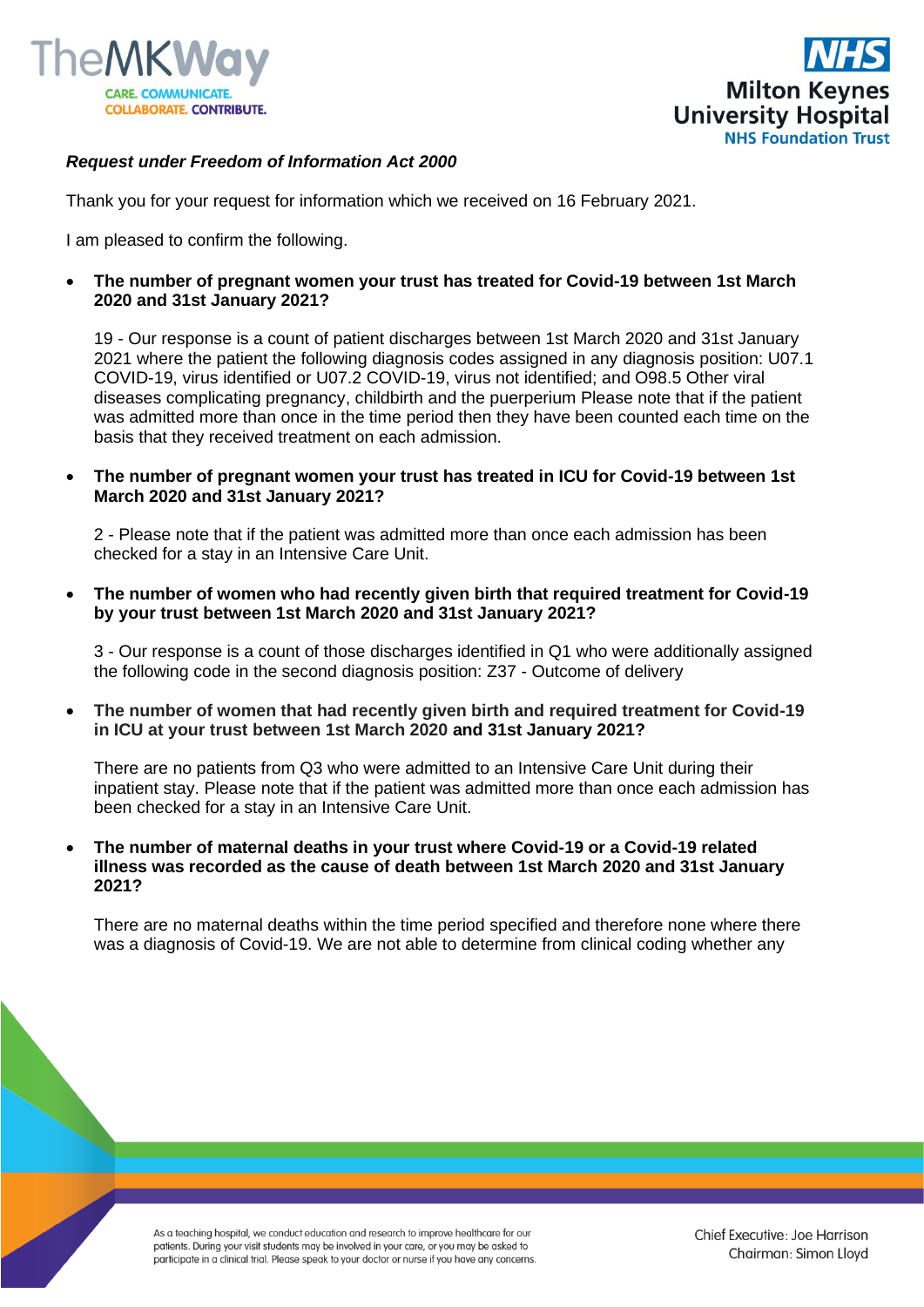*Request under Freedom of Information Act 2000*

Thank you for your request for information which we received on 16 February 2021.

I am pleased to confirm the following.

- **The number of pregnant women your trust has treated for Covid-19 between 1st March 2020 and 31st January 2021?**

  19 - Our response is a count of patient discharges between 1st March 2020 and 31st January 2021 where the patient the following diagnosis codes assigned in any diagnosis position: U07.1 COVID-19, virus identified or U07.2 COVID-19, virus not identified; and O98.5 Other viral diseases complicating pregnancy, childbirth and the puerperium Please note that if the patient was admitted more than once in the time period then they have been counted each time on the basis that they received treatment on each admission.

- **The number of pregnant women your trust has treated in ICU for Covid-19 between 1st March 2020 and 31st January 2021?**

  2 - Please note that if the patient was admitted more than once each admission has been checked for a stay in an Intensive Care Unit.

- **The number of women who had recently given birth that required treatment for Covid-19 by your trust between 1st March 2020 and 31st January 2021?**

  3 - Our response is a count of those discharges identified in Q1 who were additionally assigned the following code in the second diagnosis position: Z37 - Outcome of delivery

- **The number of women that had recently given birth and required treatment for Covid-19 in ICU at your trust between 1st March 2020 and 31st January 2021?**

  There are no patients from Q3 who were admitted to an Intensive Care Unit during their inpatient stay. Please note that if the patient was admitted more than once each admission has been checked for a stay in an Intensive Care Unit.

- **The number of maternal deaths in your trust where Covid-19 or a Covid-19 related illness was recorded as the cause of death between 1st March 2020 and 31st January 2021?**

  There are no maternal deaths within the time period specified and therefore none where there was a diagnosis of Covid-19. We are not able to determine from clinical coding whether any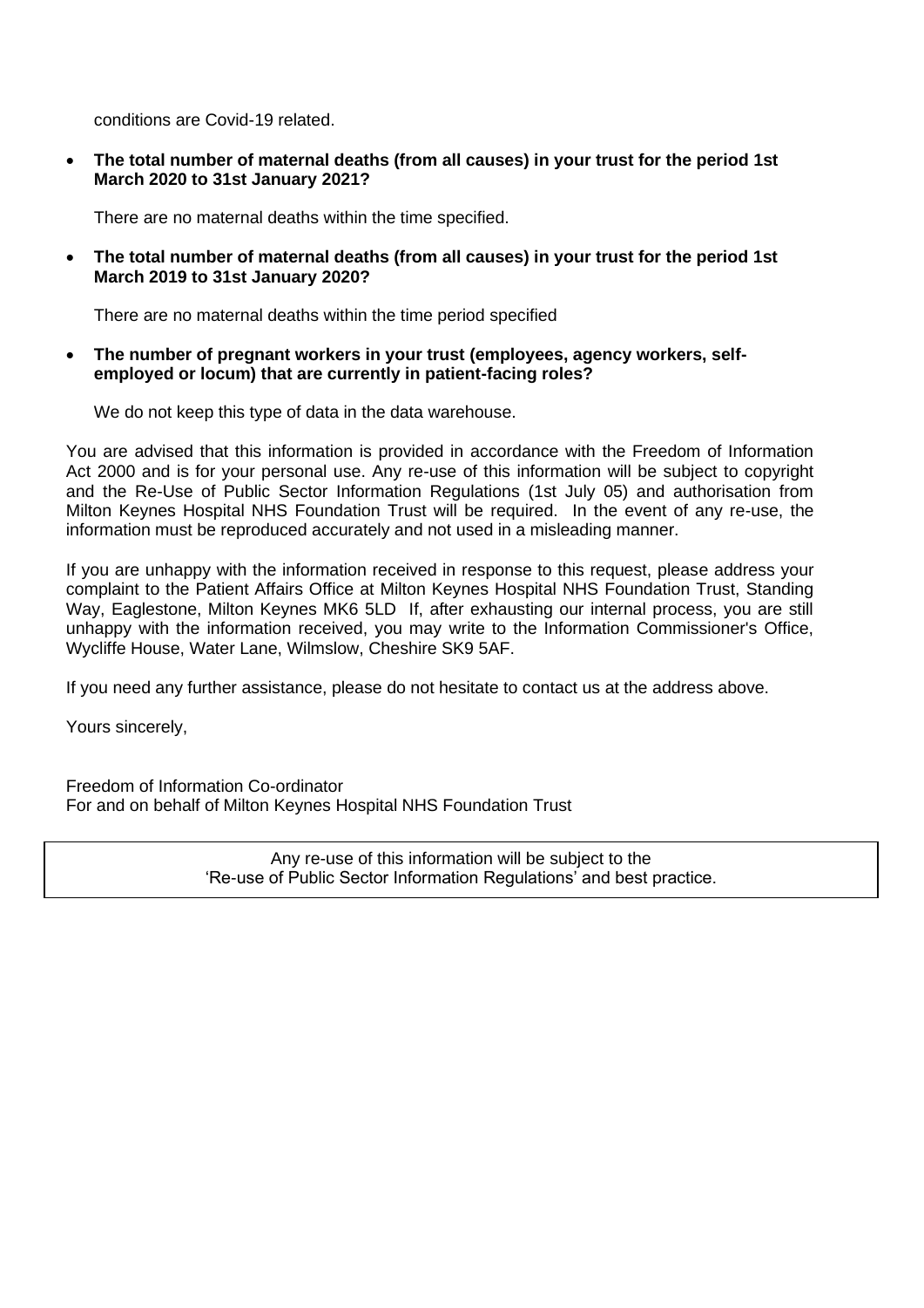conditions are Covid-19 related.

- **The total number of maternal deaths (from all causes) in your trust for the period 1st March 2020 to 31st January 2021?**

  There are no maternal deaths within the time specified.

- **The total number of maternal deaths (from all causes) in your trust for the period 1st March 2019 to 31st January 2020?**

  There are no maternal deaths within the time period specified

- **The number of pregnant workers in your trust (employees, agency workers, self-employed or locum) that are currently in patient-facing roles?**

  We do not keep this type of data in the data warehouse.

You are advised that this information is provided in accordance with the Freedom of Information Act 2000 and is for your personal use. Any re-use of this information will be subject to copyright and the Re-Use of Public Sector Information Regulations (1st July 05) and authorisation from Milton Keynes Hospital NHS Foundation Trust will be required. In the event of any re-use, the information must be reproduced accurately and not used in a misleading manner.

If you are unhappy with the information received in response to this request, please address your complaint to the Patient Affairs Office at Milton Keynes Hospital NHS Foundation Trust, Standing Way, Eaglestone, Milton Keynes MK6 5LD If, after exhausting our internal process, you are still unhappy with the information received, you may write to the Information Commissioner's Office, Wycliffe House, Water Lane, Wilmslow, Cheshire SK9 5AF.

If you need any further assistance, please do not hesitate to contact us at the address above.

Yours sincerely,

Freedom of Information Co-ordinator
For and on behalf of Milton Keynes Hospital NHS Foundation Trust

Any re-use of this information will be subject to the
'Re-use of Public Sector Information Regulations' and best practice.